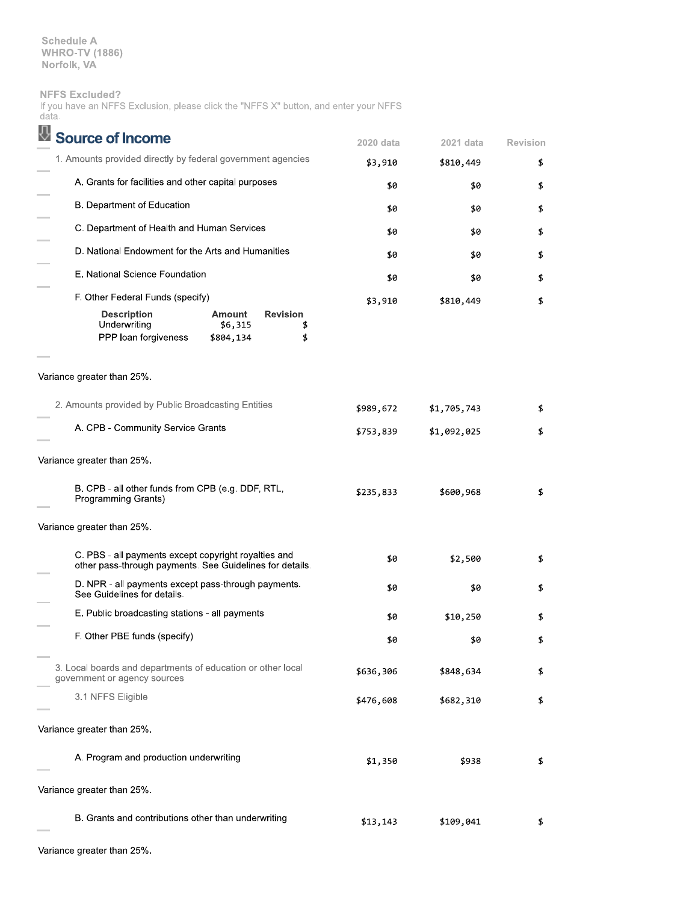Schedule A
WHRO-TV (1886)
Norfolk, VA

NFFS Excluded?
If you have an NFFS Exclusion, please click the "NFFS X" button, and enter your NFFS data.

## Source of Income

| | 2020 data | 2021 data | Revision |
|---|---|---|---|
| 1. Amounts provided directly by federal government agencies | $3,910 | $810,449 | $ |
| A. Grants for facilities and other capital purposes | $0 | $0 | $ |
| B. Department of Education | $0 | $0 | $ |
| C. Department of Health and Human Services | $0 | $0 | $ |
| D. National Endowment for the Arts and Humanities | $0 | $0 | $ |
| E. National Science Foundation | $0 | $0 | $ |
| F. Other Federal Funds (specify) | $3,910 | $810,449 | $ |

| Description | Amount | Revision |
|---|---|---|
| Underwriting | $6,315 | $ |
| PPP loan forgiveness | $804,134 | $ |

Variance greater than 25%.

| | 2020 data | 2021 data | Revision |
|---|---|---|---|
| 2. Amounts provided by Public Broadcasting Entities | $989,672 | $1,705,743 | $ |
| A. CPB - Community Service Grants | $753,839 | $1,092,025 | $ |

Variance greater than 25%.

| | 2020 data | 2021 data | Revision |
|---|---|---|---|
| B. CPB - all other funds from CPB (e.g. DDF, RTL, Programming Grants) | $235,833 | $600,968 | $ |

Variance greater than 25%.

| | 2020 data | 2021 data | Revision |
|---|---|---|---|
| C. PBS - all payments except copyright royalties and other pass-through payments. See Guidelines for details. | $0 | $2,500 | $ |
| D. NPR - all payments except pass-through payments. See Guidelines for details. | $0 | $0 | $ |
| E. Public broadcasting stations - all payments | $0 | $10,250 | $ |
| F. Other PBE funds (specify) | $0 | $0 | $ |
| 3. Local boards and departments of education or other local government or agency sources | $636,306 | $848,634 | $ |
| 3.1 NFFS Eligible | $476,608 | $682,310 | $ |

Variance greater than 25%.

| | 2020 data | 2021 data | Revision |
|---|---|---|---|
| A. Program and production underwriting | $1,350 | $938 | $ |

Variance greater than 25%.

| | 2020 data | 2021 data | Revision |
|---|---|---|---|
| B. Grants and contributions other than underwriting | $13,143 | $109,041 | $ |

Variance greater than 25%.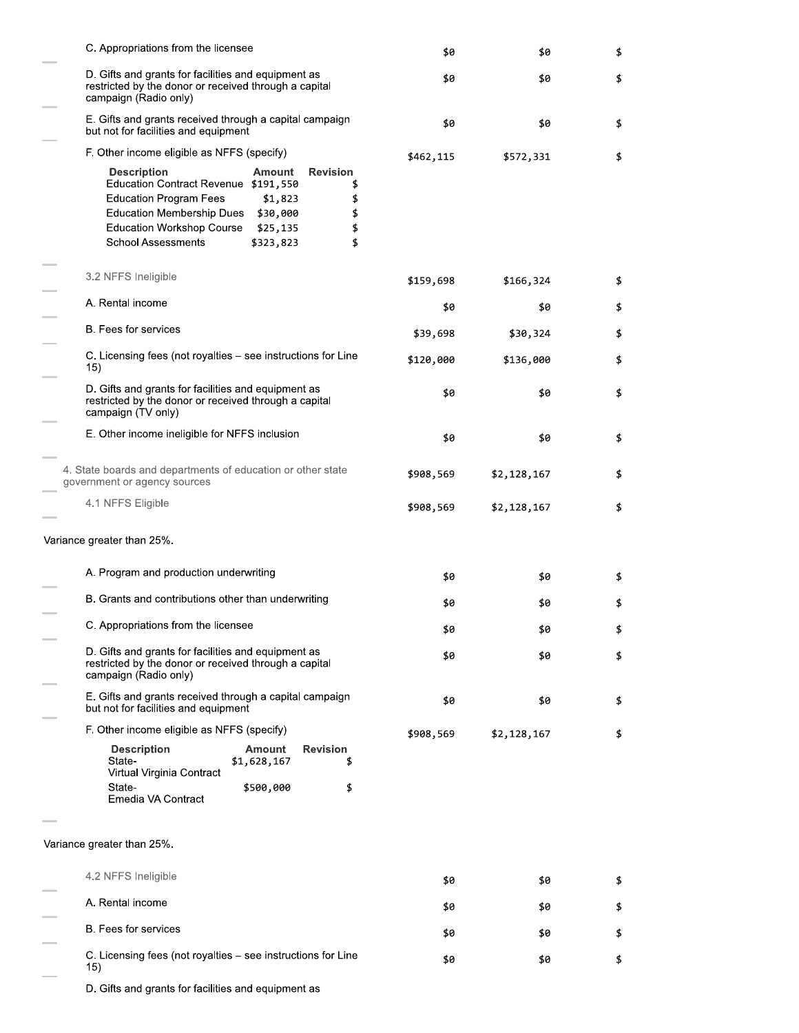| | | | |
|---|---|---|---|
| C. Appropriations from the licensee | $0 | $0 | $ |
| D. Gifts and grants for facilities and equipment as restricted by the donor or received through a capital campaign (Radio only) | $0 | $0 | $ |
| E. Gifts and grants received through a capital campaign but not for facilities and equipment | $0 | $0 | $ |
| F. Other income eligible as NFFS (specify) | $462,115 | $572,331 | $ |

| Description | Amount | Revision |
|---|---|---|
| Education Contract Revenue | $191,550 | $ |
| Education Program Fees | $1,823 | $ |
| Education Membership Dues | $30,000 | $ |
| Education Workshop Course | $25,135 | $ |
| School Assessments | $323,823 | $ |

| | | | |
|---|---|---|---|
| 3.2 NFFS Ineligible | $159,698 | $166,324 | $ |
| A. Rental income | $0 | $0 | $ |
| B. Fees for services | $39,698 | $30,324 | $ |
| C. Licensing fees (not royalties – see instructions for Line 15) | $120,000 | $136,000 | $ |
| D. Gifts and grants for facilities and equipment as restricted by the donor or received through a capital campaign (TV only) | $0 | $0 | $ |
| E. Other income ineligible for NFFS inclusion | $0 | $0 | $ |
| 4. State boards and departments of education or other state government or agency sources | $908,569 | $2,128,167 | $ |
| 4.1 NFFS Eligible | $908,569 | $2,128,167 | $ |

Variance greater than 25%.

| | | | |
|---|---|---|---|
| A. Program and production underwriting | $0 | $0 | $ |
| B. Grants and contributions other than underwriting | $0 | $0 | $ |
| C. Appropriations from the licensee | $0 | $0 | $ |
| D. Gifts and grants for facilities and equipment as restricted by the donor or received through a capital campaign (Radio only) | $0 | $0 | $ |
| E. Gifts and grants received through a capital campaign but not for facilities and equipment | $0 | $0 | $ |
| F. Other income eligible as NFFS (specify) | $908,569 | $2,128,167 | $ |

| Description | Amount | Revision |
|---|---|---|
| State- Virtual Virginia Contract | $1,628,167 | $ |
| State- Emedia VA Contract | $500,000 | $ |

Variance greater than 25%.

| | | | |
|---|---|---|---|
| 4.2 NFFS Ineligible | $0 | $0 | $ |
| A. Rental income | $0 | $0 | $ |
| B. Fees for services | $0 | $0 | $ |
| C. Licensing fees (not royalties – see instructions for Line 15) | $0 | $0 | $ |
| D. Gifts and grants for facilities and equipment as | | | |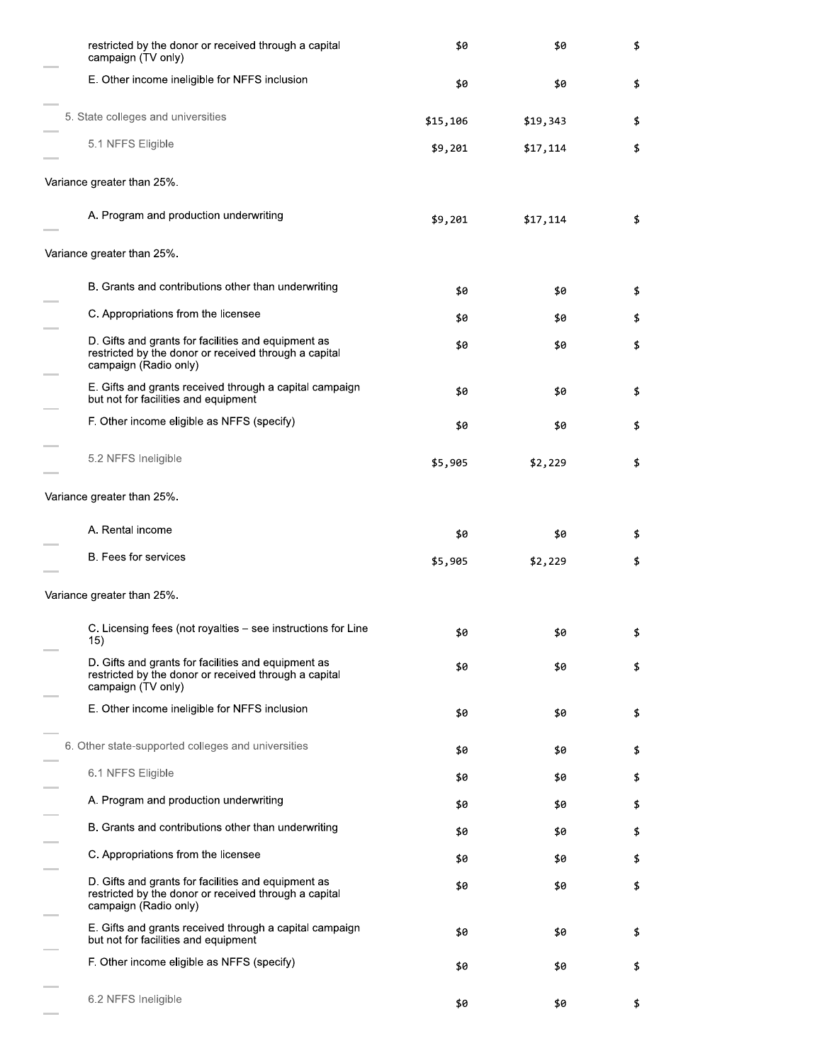| | | | |
|---|---|---|---|
| restricted by the donor or received through a capital campaign (TV only) | $0 | $0 | $ |
| E. Other income ineligible for NFFS inclusion | $0 | $0 | $ |
| 5. State colleges and universities | $15,106 | $19,343 | $ |
| 5.1 NFFS Eligible | $9,201 | $17,114 | $ |
| Variance greater than 25%. | | | |
| A. Program and production underwriting | $9,201 | $17,114 | $ |
| Variance greater than 25%. | | | |
| B. Grants and contributions other than underwriting | $0 | $0 | $ |
| C. Appropriations from the licensee | $0 | $0 | $ |
| D. Gifts and grants for facilities and equipment as restricted by the donor or received through a capital campaign (Radio only) | $0 | $0 | $ |
| E. Gifts and grants received through a capital campaign but not for facilities and equipment | $0 | $0 | $ |
| F. Other income eligible as NFFS (specify) | $0 | $0 | $ |
| 5.2 NFFS Ineligible | $5,905 | $2,229 | $ |
| Variance greater than 25%. | | | |
| A. Rental income | $0 | $0 | $ |
| B. Fees for services | $5,905 | $2,229 | $ |
| Variance greater than 25%. | | | |
| C. Licensing fees (not royalties – see instructions for Line 15) | $0 | $0 | $ |
| D. Gifts and grants for facilities and equipment as restricted by the donor or received through a capital campaign (TV only) | $0 | $0 | $ |
| E. Other income ineligible for NFFS inclusion | $0 | $0 | $ |
| 6. Other state-supported colleges and universities | $0 | $0 | $ |
| 6.1 NFFS Eligible | $0 | $0 | $ |
| A. Program and production underwriting | $0 | $0 | $ |
| B. Grants and contributions other than underwriting | $0 | $0 | $ |
| C. Appropriations from the licensee | $0 | $0 | $ |
| D. Gifts and grants for facilities and equipment as restricted by the donor or received through a capital campaign (Radio only) | $0 | $0 | $ |
| E. Gifts and grants received through a capital campaign but not for facilities and equipment | $0 | $0 | $ |
| F. Other income eligible as NFFS (specify) | $0 | $0 | $ |
| 6.2 NFFS Ineligible | $0 | $0 | $ |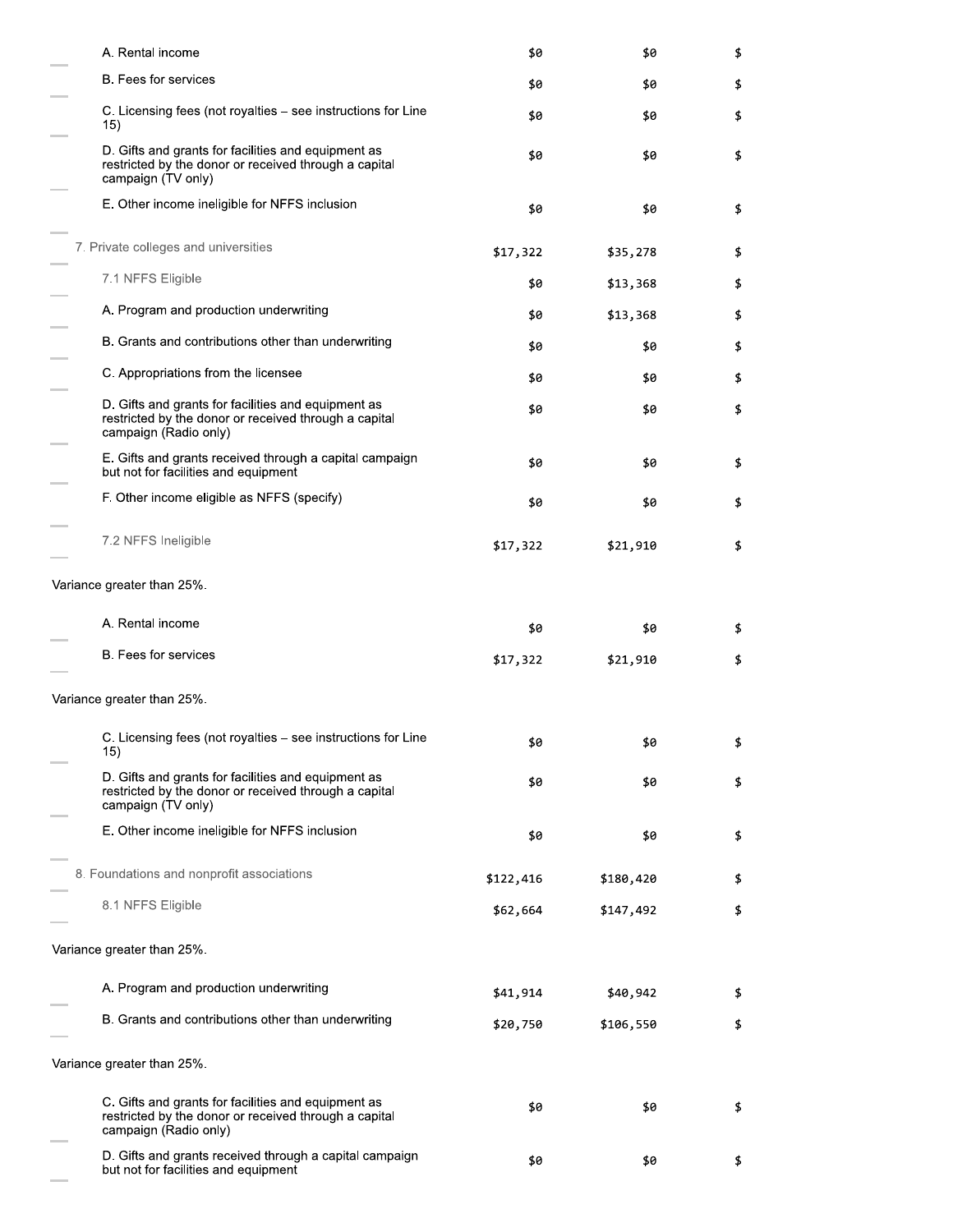| | | | |
|---|---|---|---|
| A. Rental income | $0 | $0 | $ |
| B. Fees for services | $0 | $0 | $ |
| C. Licensing fees (not royalties – see instructions for Line 15) | $0 | $0 | $ |
| D. Gifts and grants for facilities and equipment as restricted by the donor or received through a capital campaign (TV only) | $0 | $0 | $ |
| E. Other income ineligible for NFFS inclusion | $0 | $0 | $ |
| 7. Private colleges and universities | $17,322 | $35,278 | $ |
| 7.1 NFFS Eligible | $0 | $13,368 | $ |
| A. Program and production underwriting | $0 | $13,368 | $ |
| B. Grants and contributions other than underwriting | $0 | $0 | $ |
| C. Appropriations from the licensee | $0 | $0 | $ |
| D. Gifts and grants for facilities and equipment as restricted by the donor or received through a capital campaign (Radio only) | $0 | $0 | $ |
| E. Gifts and grants received through a capital campaign but not for facilities and equipment | $0 | $0 | $ |
| F. Other income eligible as NFFS (specify) | $0 | $0 | $ |
| 7.2 NFFS Ineligible | $17,322 | $21,910 | $ |

Variance greater than 25%.

| | | | |
|---|---|---|---|
| A. Rental income | $0 | $0 | $ |
| B. Fees for services | $17,322 | $21,910 | $ |

Variance greater than 25%.

| | | | |
|---|---|---|---|
| C. Licensing fees (not royalties – see instructions for Line 15) | $0 | $0 | $ |
| D. Gifts and grants for facilities and equipment as restricted by the donor or received through a capital campaign (TV only) | $0 | $0 | $ |
| E. Other income ineligible for NFFS inclusion | $0 | $0 | $ |
| 8. Foundations and nonprofit associations | $122,416 | $180,420 | $ |
| 8.1 NFFS Eligible | $62,664 | $147,492 | $ |

Variance greater than 25%.

| | | | |
|---|---|---|---|
| A. Program and production underwriting | $41,914 | $40,942 | $ |
| B. Grants and contributions other than underwriting | $20,750 | $106,550 | $ |

Variance greater than 25%.

| | | | |
|---|---|---|---|
| C. Gifts and grants for facilities and equipment as restricted by the donor or received through a capital campaign (Radio only) | $0 | $0 | $ |
| D. Gifts and grants received through a capital campaign but not for facilities and equipment | $0 | $0 | $ |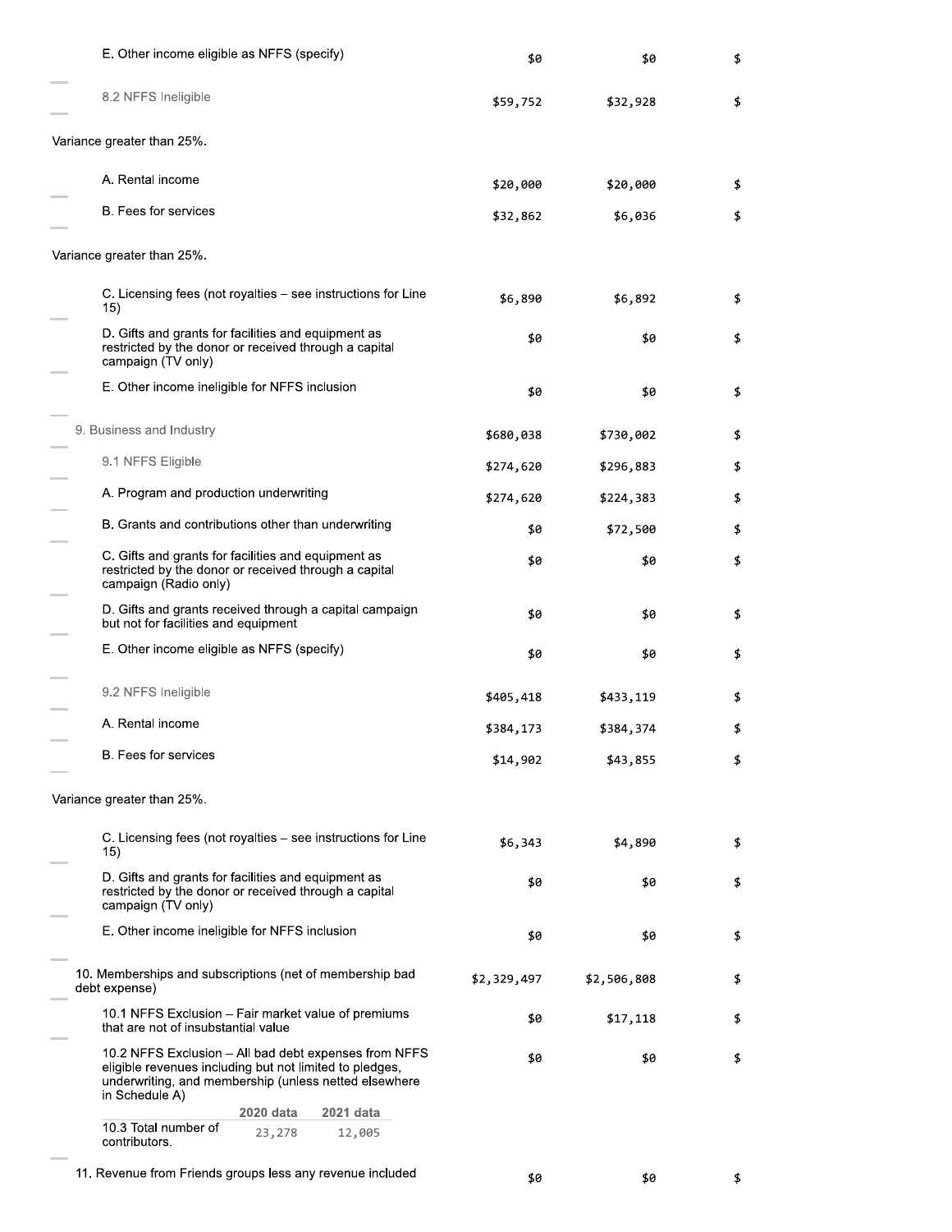| | | | |
|---|---|---|---|
| E. Other income eligible as NFFS (specify) | $0 | $0 | $ |
| 8.2 NFFS Ineligible | $59,752 | $32,928 | $ |
| Variance greater than 25%. | | | |
| A. Rental income | $20,000 | $20,000 | $ |
| B. Fees for services | $32,862 | $6,036 | $ |
| Variance greater than 25%. | | | |
| C. Licensing fees (not royalties – see instructions for Line 15) | $6,890 | $6,892 | $ |
| D. Gifts and grants for facilities and equipment as restricted by the donor or received through a capital campaign (TV only) | $0 | $0 | $ |
| E. Other income ineligible for NFFS inclusion | $0 | $0 | $ |
| 9. Business and Industry | $680,038 | $730,002 | $ |
| 9.1 NFFS Eligible | $274,620 | $296,883 | $ |
| A. Program and production underwriting | $274,620 | $224,383 | $ |
| B. Grants and contributions other than underwriting | $0 | $72,500 | $ |
| C. Gifts and grants for facilities and equipment as restricted by the donor or received through a capital campaign (Radio only) | $0 | $0 | $ |
| D. Gifts and grants received through a capital campaign but not for facilities and equipment | $0 | $0 | $ |
| E. Other income eligible as NFFS (specify) | $0 | $0 | $ |
| 9.2 NFFS Ineligible | $405,418 | $433,119 | $ |
| A. Rental income | $384,173 | $384,374 | $ |
| B. Fees for services | $14,902 | $43,855 | $ |
| Variance greater than 25%. | | | |
| C. Licensing fees (not royalties – see instructions for Line 15) | $6,343 | $4,890 | $ |
| D. Gifts and grants for facilities and equipment as restricted by the donor or received through a capital campaign (TV only) | $0 | $0 | $ |
| E. Other income ineligible for NFFS inclusion | $0 | $0 | $ |
| 10. Memberships and subscriptions (net of membership bad debt expense) | $2,329,497 | $2,506,808 | $ |
| 10.1 NFFS Exclusion – Fair market value of premiums that are not of insubstantial value | $0 | $17,118 | $ |
| 10.2 NFFS Exclusion – All bad debt expenses from NFFS eligible revenues including but not limited to pledges, underwriting, and membership (unless netted elsewhere in Schedule A) | $0 | $0 | $ |

| | 2020 data | 2021 data |
|---|---|---|
| 10.3 Total number of contributors. | 23,278 | 12,005 |

| | | | |
|---|---|---|---|
| 11. Revenue from Friends groups less any revenue included | $0 | $0 | $ |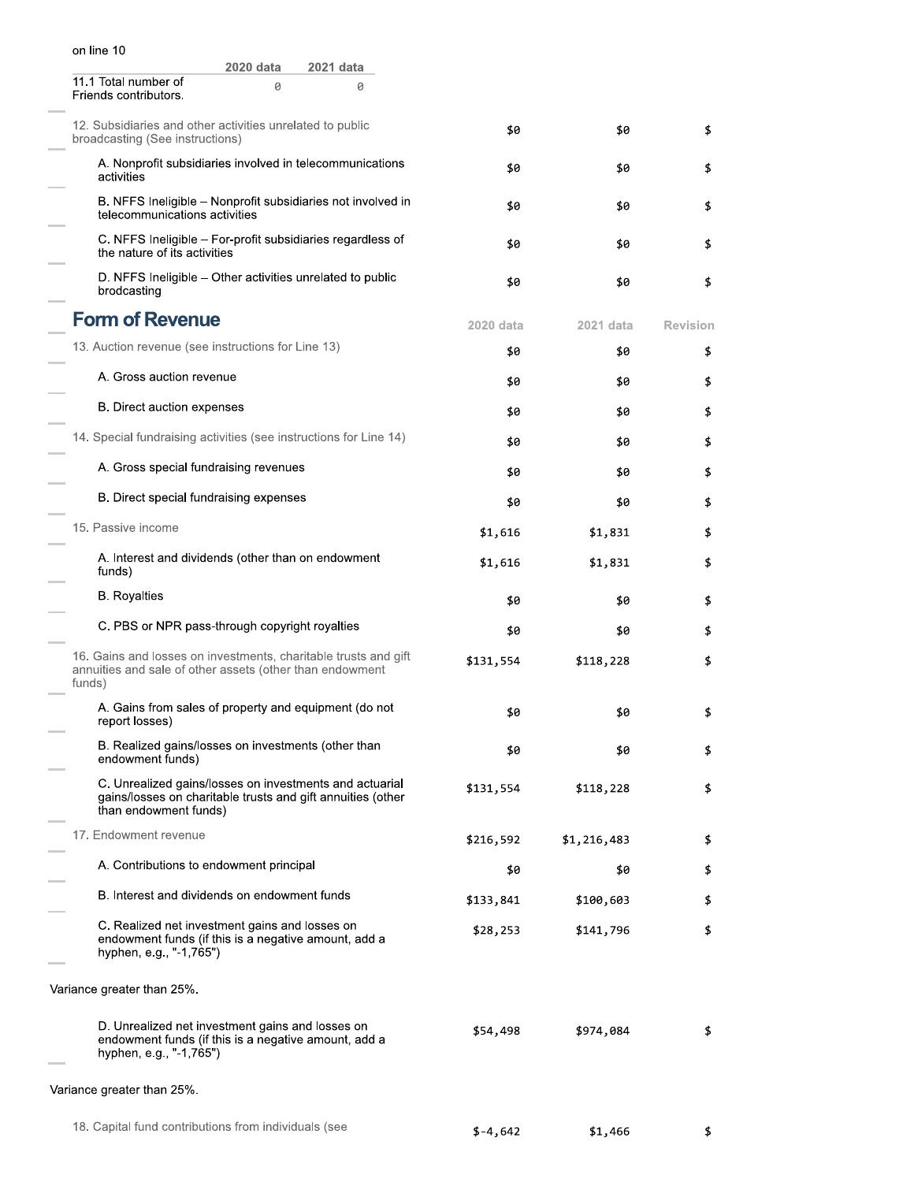on line 10

| | 2020 data | 2021 data |
|---|---|---|
| 11.1 Total number of Friends contributors. | 0 | 0 |

| | | | |
|---|---|---|---|
| 12. Subsidiaries and other activities unrelated to public broadcasting (See instructions) | $0 | $0 | $ |
| A. Nonprofit subsidiaries involved in telecommunications activities | $0 | $0 | $ |
| B. NFFS Ineligible – Nonprofit subsidiaries not involved in telecommunications activities | $0 | $0 | $ |
| C. NFFS Ineligible – For-profit subsidiaries regardless of the nature of its activities | $0 | $0 | $ |
| D. NFFS Ineligible – Other activities unrelated to public brodcasting | $0 | $0 | $ |

## Form of Revenue

| | 2020 data | 2021 data | Revision |
|---|---|---|---|
| 13. Auction revenue (see instructions for Line 13) | $0 | $0 | $ |
| A. Gross auction revenue | $0 | $0 | $ |
| B. Direct auction expenses | $0 | $0 | $ |
| 14. Special fundraising activities (see instructions for Line 14) | $0 | $0 | $ |
| A. Gross special fundraising revenues | $0 | $0 | $ |
| B. Direct special fundraising expenses | $0 | $0 | $ |
| 15. Passive income | $1,616 | $1,831 | $ |
| A. Interest and dividends (other than on endowment funds) | $1,616 | $1,831 | $ |
| B. Royalties | $0 | $0 | $ |
| C. PBS or NPR pass-through copyright royalties | $0 | $0 | $ |
| 16. Gains and losses on investments, charitable trusts and gift annuities and sale of other assets (other than endowment funds) | $131,554 | $118,228 | $ |
| A. Gains from sales of property and equipment (do not report losses) | $0 | $0 | $ |
| B. Realized gains/losses on investments (other than endowment funds) | $0 | $0 | $ |
| C. Unrealized gains/losses on investments and actuarial gains/losses on charitable trusts and gift annuities (other than endowment funds) | $131,554 | $118,228 | $ |
| 17. Endowment revenue | $216,592 | $1,216,483 | $ |
| A. Contributions to endowment principal | $0 | $0 | $ |
| B. Interest and dividends on endowment funds | $133,841 | $100,603 | $ |
| C. Realized net investment gains and losses on endowment funds (if this is a negative amount, add a hyphen, e.g., "-1,765") | $28,253 | $141,796 | $ |

Variance greater than 25%.

| | | | |
|---|---|---|---|
| D. Unrealized net investment gains and losses on endowment funds (if this is a negative amount, add a hyphen, e.g., "-1,765") | $54,498 | $974,084 | $ |

Variance greater than 25%.

| | | | |
|---|---|---|---|
| 18. Capital fund contributions from individuals (see | $-4,642 | $1,466 | $ |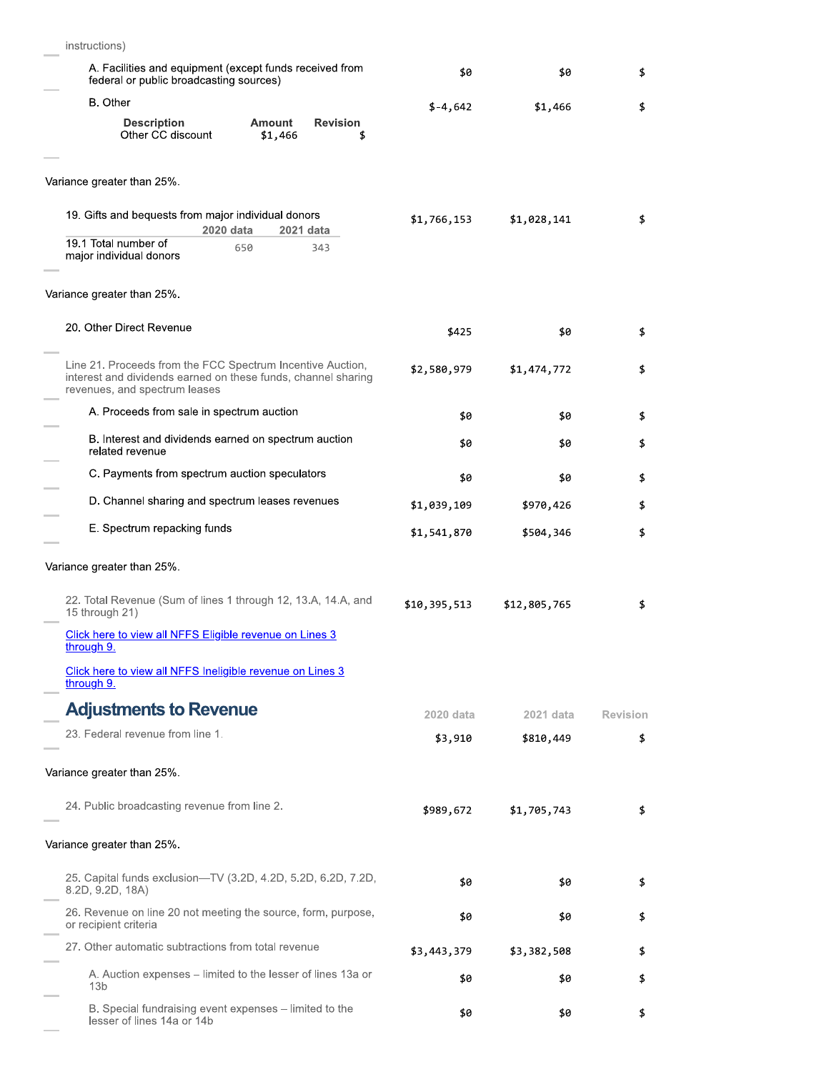instructions)

| | 2020 data | 2021 data | Revision |
|---|---|---|---|
| A. Facilities and equipment (except funds received from federal or public broadcasting sources) | $0 | $0 | $ |
| B. Other | $-4,642 | $1,466 | $ |

| Description | Amount | Revision |
|---|---|---|
| Other CC discount | $1,466 | $ |

Variance greater than 25%.

| | 2020 data | 2021 data | Revision |
|---|---|---|---|
| 19. Gifts and bequests from major individual donors | $1,766,153 | $1,028,141 | $ |

| | 2020 data | 2021 data |
|---|---|---|
| 19.1 Total number of major individual donors | 650 | 343 |

Variance greater than 25%.

| | 2020 data | 2021 data | Revision |
|---|---|---|---|
| 20. Other Direct Revenue | $425 | $0 | $ |
| Line 21. Proceeds from the FCC Spectrum Incentive Auction, interest and dividends earned on these funds, channel sharing revenues, and spectrum leases | $2,580,979 | $1,474,772 | $ |
| A. Proceeds from sale in spectrum auction | $0 | $0 | $ |
| B. Interest and dividends earned on spectrum auction related revenue | $0 | $0 | $ |
| C. Payments from spectrum auction speculators | $0 | $0 | $ |
| D. Channel sharing and spectrum leases revenues | $1,039,109 | $970,426 | $ |
| E. Spectrum repacking funds | $1,541,870 | $504,346 | $ |

Variance greater than 25%.

| | 2020 data | 2021 data | Revision |
|---|---|---|---|
| 22. Total Revenue (Sum of lines 1 through 12, 13.A, 14.A, and 15 through 21) | $10,395,513 | $12,805,765 | $ |

[Click here to view all NFFS Eligible revenue on Lines 3 through 9.]()

[Click here to view all NFFS Ineligible revenue on Lines 3 through 9.]()

## Adjustments to Revenue

| | 2020 data | 2021 data | Revision |
|---|---|---|---|
| 23. Federal revenue from line 1. | $3,910 | $810,449 | $ |

Variance greater than 25%.

| | 2020 data | 2021 data | Revision |
|---|---|---|---|
| 24. Public broadcasting revenue from line 2. | $989,672 | $1,705,743 | $ |

Variance greater than 25%.

| | 2020 data | 2021 data | Revision |
|---|---|---|---|
| 25. Capital funds exclusion—TV (3.2D, 4.2D, 5.2D, 6.2D, 7.2D, 8.2D, 9.2D, 18A) | $0 | $0 | $ |
| 26. Revenue on line 20 not meeting the source, form, purpose, or recipient criteria | $0 | $0 | $ |
| 27. Other automatic subtractions from total revenue | $3,443,379 | $3,382,508 | $ |
| A. Auction expenses – limited to the lesser of lines 13a or 13b | $0 | $0 | $ |
| B. Special fundraising event expenses – limited to the lesser of lines 14a or 14b | $0 | $0 | $ |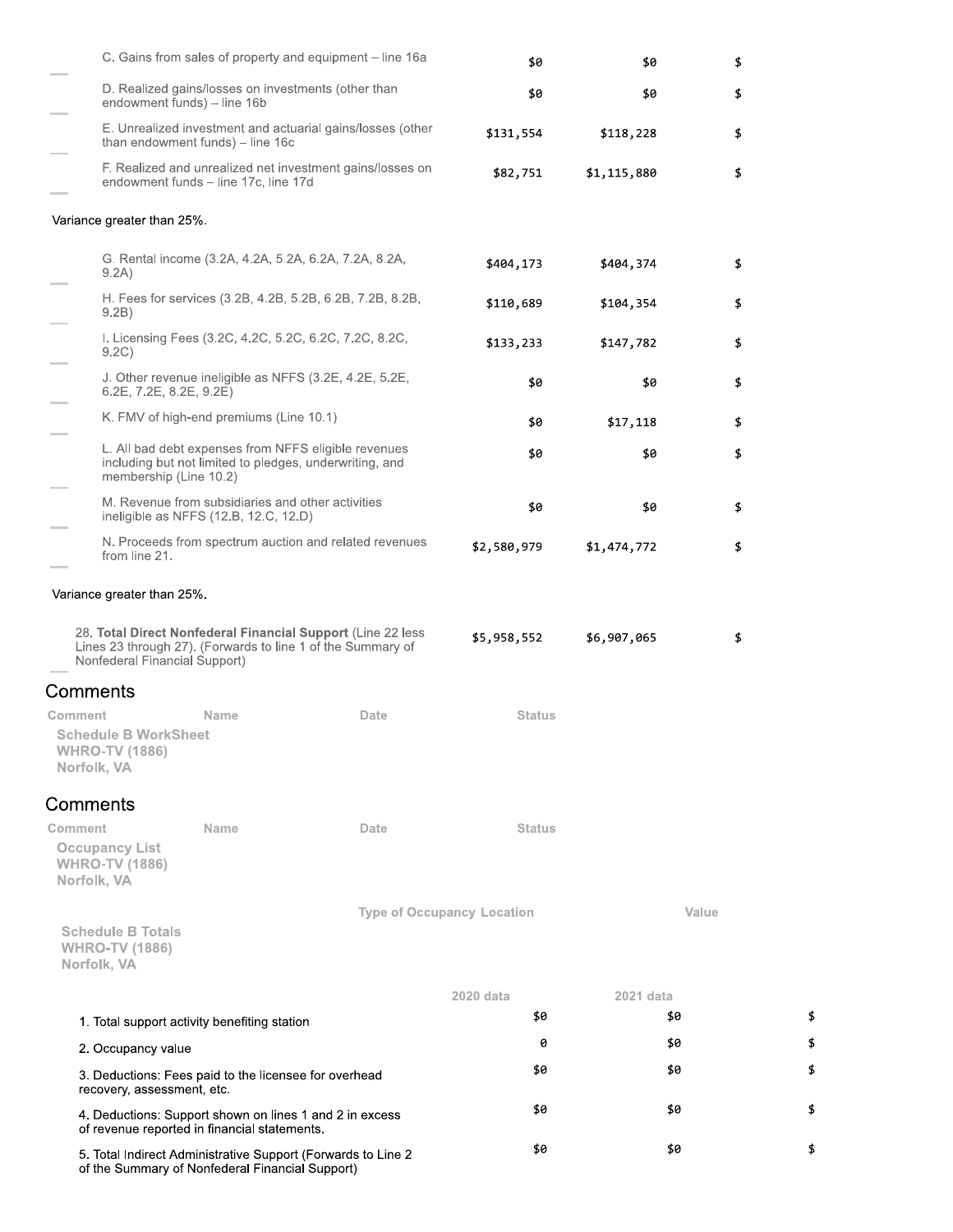| | | | |
|---|---|---|---|
| C. Gains from sales of property and equipment – line 16a | $0 | $0 | $ |
| D. Realized gains/losses on investments (other than endowment funds) – line 16b | $0 | $0 | $ |
| E. Unrealized investment and actuarial gains/losses (other than endowment funds) – line 16c | $131,554 | $118,228 | $ |
| F. Realized and unrealized net investment gains/losses on endowment funds – line 17c, line 17d | $82,751 | $1,115,880 | $ |

Variance greater than 25%.

| | | | |
|---|---|---|---|
| G. Rental income (3.2A, 4.2A, 5.2A, 6.2A, 7.2A, 8.2A, 9.2A) | $404,173 | $404,374 | $ |
| H. Fees for services (3.2B, 4.2B, 5.2B, 6.2B, 7.2B, 8.2B, 9.2B) | $110,689 | $104,354 | $ |
| I. Licensing Fees (3.2C, 4.2C, 5.2C, 6.2C, 7.2C, 8.2C, 9.2C) | $133,233 | $147,782 | $ |
| J. Other revenue ineligible as NFFS (3.2E, 4.2E, 5.2E, 6.2E, 7.2E, 8.2E, 9.2E) | $0 | $0 | $ |
| K. FMV of high-end premiums (Line 10.1) | $0 | $17,118 | $ |
| L. All bad debt expenses from NFFS eligible revenues including but not limited to pledges, underwriting, and membership (Line 10.2) | $0 | $0 | $ |
| M. Revenue from subsidiaries and other activities ineligible as NFFS (12.B, 12.C, 12.D) | $0 | $0 | $ |
| N. Proceeds from spectrum auction and related revenues from line 21. | $2,580,979 | $1,474,772 | $ |

Variance greater than 25%.

| | | | |
|---|---|---|---|
| 28. **Total Direct Nonfederal Financial Support** (Line 22 less Lines 23 through 27). (Forwards to line 1 of the Summary of Nonfederal Financial Support) | $5,958,552 | $6,907,065 | $ |

## Comments

| Comment | Name | Date | Status |
|---|---|---|---|

**Schedule B WorkSheet**
**WHRO-TV (1886)**
**Norfolk, VA**

## Comments

| Comment | Name | Date | Status |
|---|---|---|---|

**Occupancy List**
**WHRO-TV (1886)**
**Norfolk, VA**

| Type of Occupancy | Location | Value |
|---|---|---|

**Schedule B Totals**
**WHRO-TV (1886)**
**Norfolk, VA**

| | 2020 data | 2021 data | |
|---|---|---|---|
| 1. Total support activity benefiting station | $0 | $0 | $ |
| 2. Occupancy value | 0 | $0 | $ |
| 3. Deductions: Fees paid to the licensee for overhead recovery, assessment, etc. | $0 | $0 | $ |
| 4. Deductions: Support shown on lines 1 and 2 in excess of revenue reported in financial statements. | $0 | $0 | $ |
| 5. Total Indirect Administrative Support (Forwards to Line 2 of the Summary of Nonfederal Financial Support) | $0 | $0 | $ |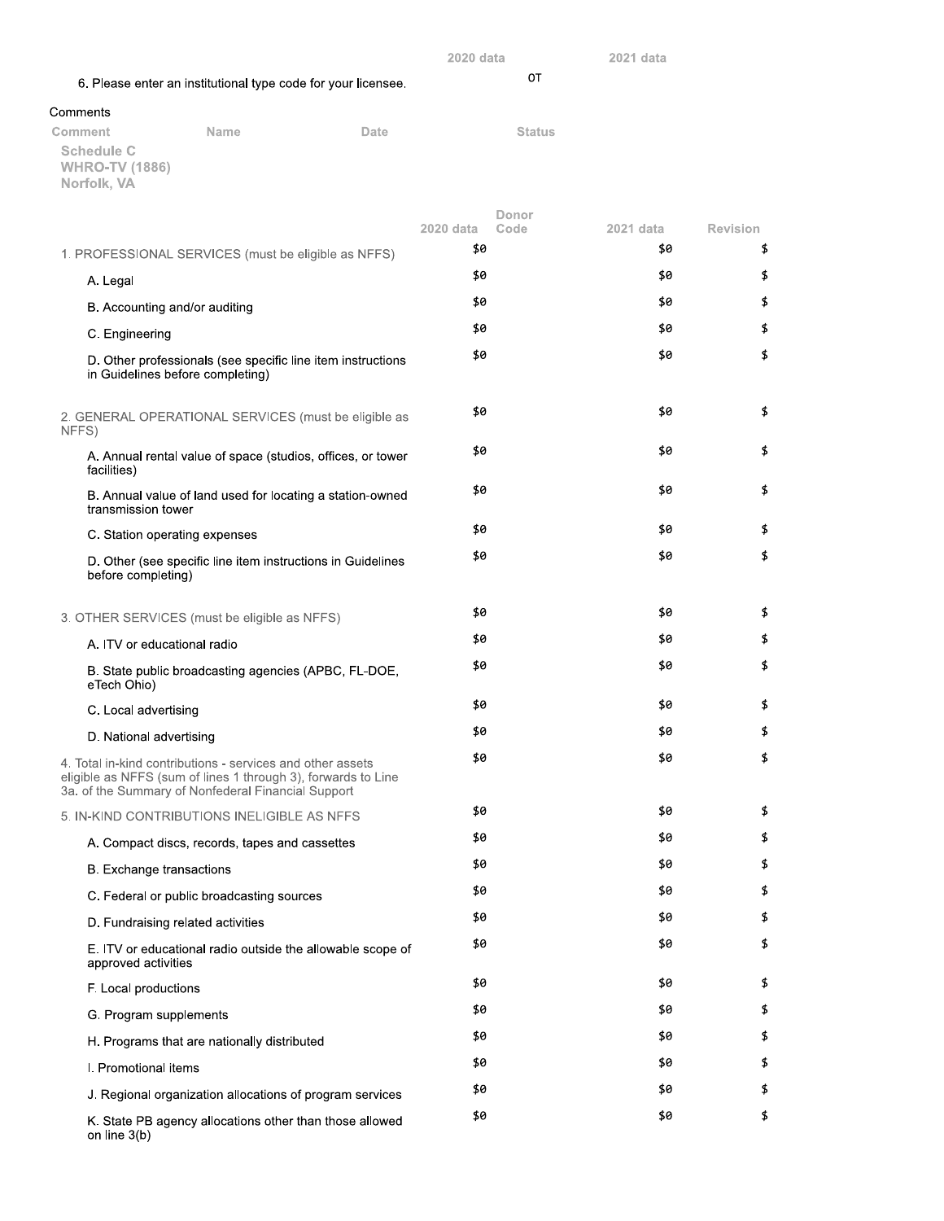| | 2020 data | 2021 data |
|---|---|---|
| 6. Please enter an institutional type code for your licensee. | | OT |

Comments

| Comment | Name | Date | Status |
|---|---|---|---|

**Schedule C**
**WHRO-TV (1886)**
**Norfolk, VA**

| | 2020 data | Donor Code | 2021 data | Revision |
|---|---|---|---|---|
| 1. PROFESSIONAL SERVICES (must be eligible as NFFS) | $0 | | $0 | $ |
| A. Legal | $0 | | $0 | $ |
| B. Accounting and/or auditing | $0 | | $0 | $ |
| C. Engineering | $0 | | $0 | $ |
| D. Other professionals (see specific line item instructions in Guidelines before completing) | $0 | | $0 | $ |
| 2. GENERAL OPERATIONAL SERVICES (must be eligible as NFFS) | $0 | | $0 | $ |
| A. Annual rental value of space (studios, offices, or tower facilities) | $0 | | $0 | $ |
| B. Annual value of land used for locating a station-owned transmission tower | $0 | | $0 | $ |
| C. Station operating expenses | $0 | | $0 | $ |
| D. Other (see specific line item instructions in Guidelines before completing) | $0 | | $0 | $ |
| 3. OTHER SERVICES (must be eligible as NFFS) | $0 | | $0 | $ |
| A. ITV or educational radio | $0 | | $0 | $ |
| B. State public broadcasting agencies (APBC, FL-DOE, eTech Ohio) | $0 | | $0 | $ |
| C. Local advertising | $0 | | $0 | $ |
| D. National advertising | $0 | | $0 | $ |
| 4. Total in-kind contributions - services and other assets eligible as NFFS (sum of lines 1 through 3), forwards to Line 3a. of the Summary of Nonfederal Financial Support | $0 | | $0 | $ |
| 5. IN-KIND CONTRIBUTIONS INELIGIBLE AS NFFS | $0 | | $0 | $ |
| A. Compact discs, records, tapes and cassettes | $0 | | $0 | $ |
| B. Exchange transactions | $0 | | $0 | $ |
| C. Federal or public broadcasting sources | $0 | | $0 | $ |
| D. Fundraising related activities | $0 | | $0 | $ |
| E. ITV or educational radio outside the allowable scope of approved activities | $0 | | $0 | $ |
| F. Local productions | $0 | | $0 | $ |
| G. Program supplements | $0 | | $0 | $ |
| H. Programs that are nationally distributed | $0 | | $0 | $ |
| I. Promotional items | $0 | | $0 | $ |
| J. Regional organization allocations of program services | $0 | | $0 | $ |
| K. State PB agency allocations other than those allowed on line 3(b) | $0 | | $0 | $ |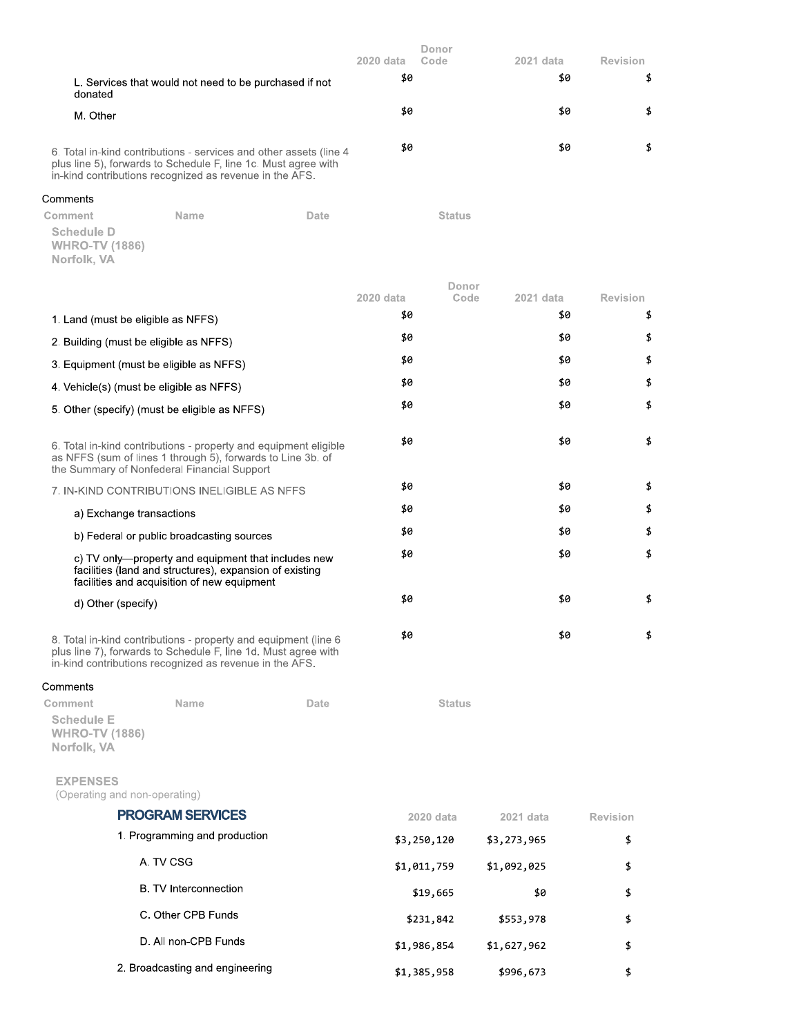| | 2020 data | Donor Code | 2021 data | Revision |
|---|---|---|---|---|
| L. Services that would not need to be purchased if not donated | $0 | | $0 | $ |
| M. Other | $0 | | $0 | $ |
| 6. Total in-kind contributions - services and other assets (line 4 plus line 5), forwards to Schedule F, line 1c. Must agree with in-kind contributions recognized as revenue in the AFS. | $0 | | $0 | $ |

Comments

| Comment | Name | Date | Status |
|---|---|---|---|

## Schedule D
WHRO-TV (1886)
Norfolk, VA

| | 2020 data | Donor Code | 2021 data | Revision |
|---|---|---|---|---|
| 1. Land (must be eligible as NFFS) | $0 | | $0 | $ |
| 2. Building (must be eligible as NFFS) | $0 | | $0 | $ |
| 3. Equipment (must be eligible as NFFS) | $0 | | $0 | $ |
| 4. Vehicle(s) (must be eligible as NFFS) | $0 | | $0 | $ |
| 5. Other (specify) (must be eligible as NFFS) | $0 | | $0 | $ |
| 6. Total in-kind contributions - property and equipment eligible as NFFS (sum of lines 1 through 5), forwards to Line 3b. of the Summary of Nonfederal Financial Support | $0 | | $0 | $ |
| 7. IN-KIND CONTRIBUTIONS INELIGIBLE AS NFFS | $0 | | $0 | $ |
| a) Exchange transactions | $0 | | $0 | $ |
| b) Federal or public broadcasting sources | $0 | | $0 | $ |
| c) TV only—property and equipment that includes new facilities (land and structures), expansion of existing facilities and acquisition of new equipment | $0 | | $0 | $ |
| d) Other (specify) | $0 | | $0 | $ |
| 8. Total in-kind contributions - property and equipment (line 6 plus line 7), forwards to Schedule F, line 1d. Must agree with in-kind contributions recognized as revenue in the AFS. | $0 | | $0 | $ |

Comments

| Comment | Name | Date | Status |
|---|---|---|---|

## Schedule E
WHRO-TV (1886)
Norfolk, VA

### EXPENSES
(Operating and non-operating)

| PROGRAM SERVICES | 2020 data | 2021 data | Revision |
|---|---|---|---|
| 1. Programming and production | $3,250,120 | $3,273,965 | $ |
| A. TV CSG | $1,011,759 | $1,092,025 | $ |
| B. TV Interconnection | $19,665 | $0 | $ |
| C. Other CPB Funds | $231,842 | $553,978 | $ |
| D. All non-CPB Funds | $1,986,854 | $1,627,962 | $ |
| 2. Broadcasting and engineering | $1,385,958 | $996,673 | $ |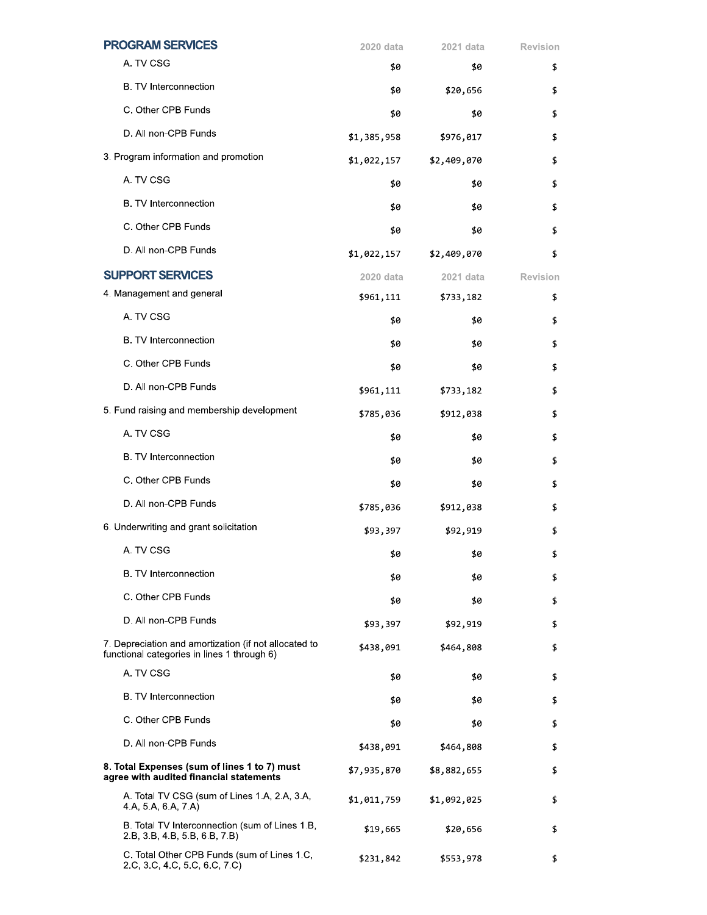| PROGRAM SERVICES | 2020 data | 2021 data | Revision |
|---|---|---|---|
| A. TV CSG | $0 | $0 | $ |
| B. TV Interconnection | $0 | $20,656 | $ |
| C. Other CPB Funds | $0 | $0 | $ |
| D. All non-CPB Funds | $1,385,958 | $976,017 | $ |
| 3. Program information and promotion | $1,022,157 | $2,409,070 | $ |
| A. TV CSG | $0 | $0 | $ |
| B. TV Interconnection | $0 | $0 | $ |
| C. Other CPB Funds | $0 | $0 | $ |
| D. All non-CPB Funds | $1,022,157 | $2,409,070 | $ |

| SUPPORT SERVICES | 2020 data | 2021 data | Revision |
|---|---|---|---|
| 4. Management and general | $961,111 | $733,182 | $ |
| A. TV CSG | $0 | $0 | $ |
| B. TV Interconnection | $0 | $0 | $ |
| C. Other CPB Funds | $0 | $0 | $ |
| D. All non-CPB Funds | $961,111 | $733,182 | $ |
| 5. Fund raising and membership development | $785,036 | $912,038 | $ |
| A. TV CSG | $0 | $0 | $ |
| B. TV Interconnection | $0 | $0 | $ |
| C. Other CPB Funds | $0 | $0 | $ |
| D. All non-CPB Funds | $785,036 | $912,038 | $ |
| 6. Underwriting and grant solicitation | $93,397 | $92,919 | $ |
| A. TV CSG | $0 | $0 | $ |
| B. TV Interconnection | $0 | $0 | $ |
| C. Other CPB Funds | $0 | $0 | $ |
| D. All non-CPB Funds | $93,397 | $92,919 | $ |
| 7. Depreciation and amortization (if not allocated to functional categories in lines 1 through 6) | $438,091 | $464,808 | $ |
| A. TV CSG | $0 | $0 | $ |
| B. TV Interconnection | $0 | $0 | $ |
| C. Other CPB Funds | $0 | $0 | $ |
| D. All non-CPB Funds | $438,091 | $464,808 | $ |
| **8. Total Expenses (sum of lines 1 to 7) must agree with audited financial statements** | $7,935,870 | $8,882,655 | $ |
| A. Total TV CSG (sum of Lines 1.A, 2.A, 3.A, 4.A, 5.A, 6.A, 7.A) | $1,011,759 | $1,092,025 | $ |
| B. Total TV Interconnection (sum of Lines 1.B, 2.B, 3.B, 4.B, 5.B, 6.B, 7.B) | $19,665 | $20,656 | $ |
| C. Total Other CPB Funds (sum of Lines 1.C, 2.C, 3.C, 4.C, 5.C, 6.C, 7.C) | $231,842 | $553,978 | $ |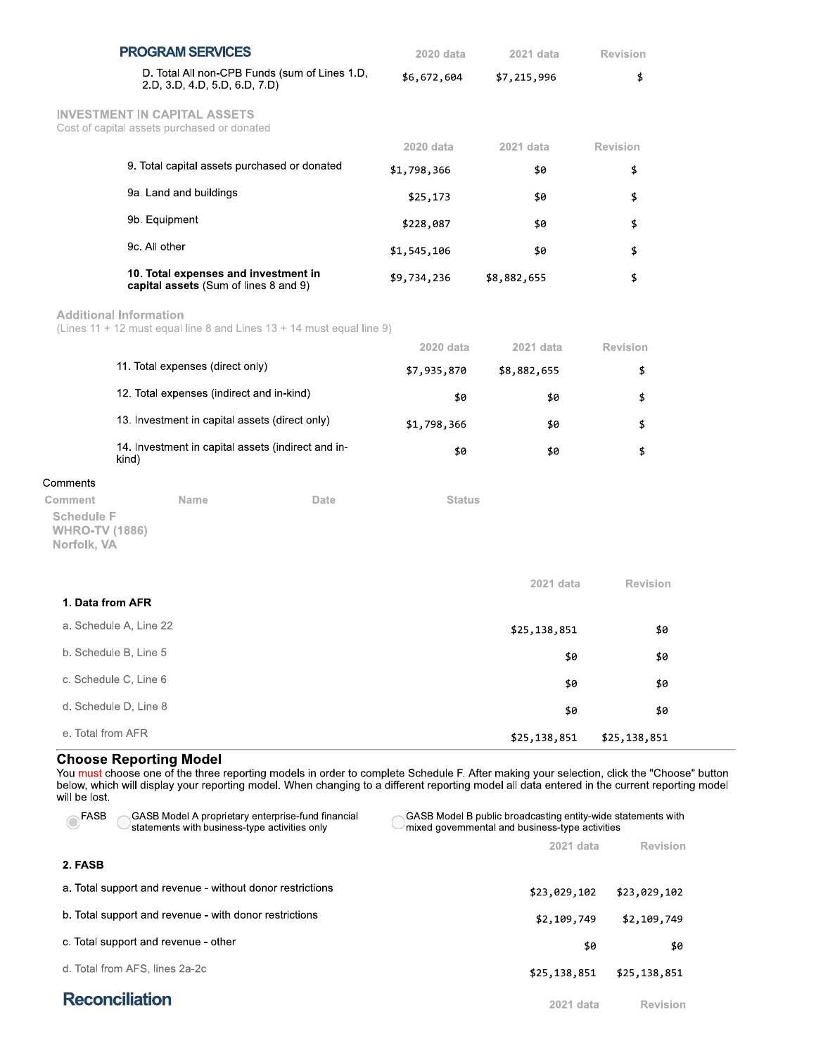## PROGRAM SERVICES

| | 2020 data | 2021 data | Revision |
|---|---|---|---|
| D. Total All non-CPB Funds (sum of Lines 1.D, 2.D, 3.D, 4.D, 5.D, 6.D, 7.D) | $6,672,604 | $7,215,996 | $ |

### INVESTMENT IN CAPITAL ASSETS

Cost of capital assets purchased or donated

| | 2020 data | 2021 data | Revision |
|---|---|---|---|
| 9. Total capital assets purchased or donated | $1,798,366 | $0 | $ |
| 9a. Land and buildings | $25,173 | $0 | $ |
| 9b. Equipment | $228,087 | $0 | $ |
| 9c. All other | $1,545,106 | $0 | $ |
| **10. Total expenses and investment in capital assets** (Sum of lines 8 and 9) | $9,734,236 | $8,882,655 | $ |

### Additional Information

(Lines 11 + 12 must equal line 8 and Lines 13 + 14 must equal line 9)

| | 2020 data | 2021 data | Revision |
|---|---|---|---|
| 11. Total expenses (direct only) | $7,935,870 | $8,882,655 | $ |
| 12. Total expenses (indirect and in-kind) | $0 | $0 | $ |
| 13. Investment in capital assets (direct only) | $1,798,366 | $0 | $ |
| 14. Investment in capital assets (indirect and in-kind) | $0 | $0 | $ |

Comments

| Comment | Name | Date | Status |
|---|---|---|---|

**Schedule F**
**WHRO-TV (1886)**
**Norfolk, VA**

| | 2021 data | Revision |
|---|---|---|
| **1. Data from AFR** | | |
| a. Schedule A, Line 22 | $25,138,851 | $0 |
| b. Schedule B, Line 5 | $0 | $0 |
| c. Schedule C, Line 6 | $0 | $0 |
| d. Schedule D, Line 8 | $0 | $0 |
| e. Total from AFR | $25,138,851 | $25,138,851 |

### Choose Reporting Model

You must choose one of the three reporting models in order to complete Schedule F. After making your selection, click the "Choose" button below, which will display your reporting model. When changing to a different reporting model all data entered in the current reporting model will be lost.

- (selected) FASB
- GASB Model A proprietary enterprise-fund financial statements with business-type activities only
- GASB Model B public broadcasting entity-wide statements with mixed governmental and business-type activities

| | 2021 data | Revision |
|---|---|---|
| **2. FASB** | | |
| a. Total support and revenue - without donor restrictions | $23,029,102 | $23,029,102 |
| b. Total support and revenue - with donor restrictions | $2,109,749 | $2,109,749 |
| c. Total support and revenue - other | $0 | $0 |
| d. Total from AFS, lines 2a-2c | $25,138,851 | $25,138,851 |

## Reconciliation

| | 2021 data | Revision |
|---|---|---|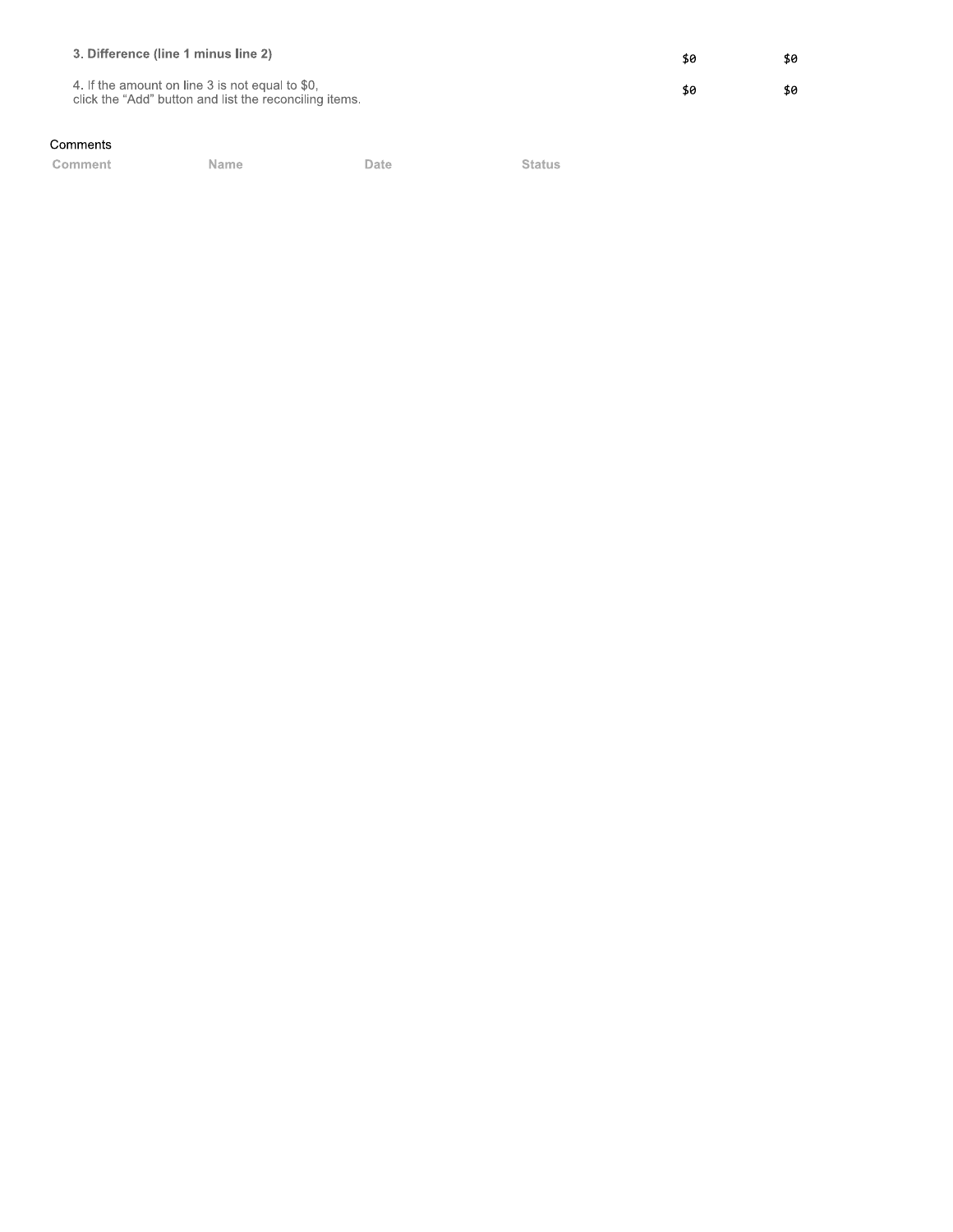| | | |
|---|---|---|
| **3. Difference (line 1 minus line 2)** | $0 | $0 |
| 4. If the amount on line 3 is not equal to $0, click the "Add" button and list the reconciling items. | $0 | $0 |

Comments

| Comment | Name | Date | Status |
|---|---|---|---|